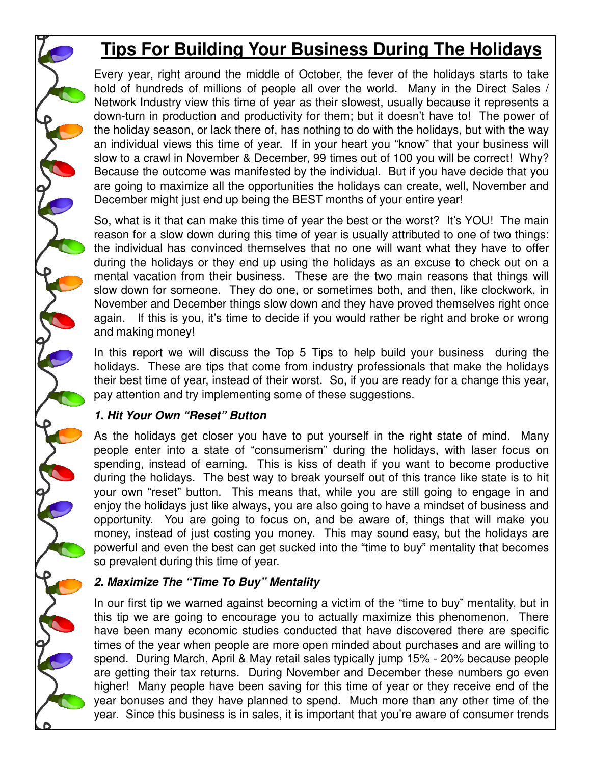# Tips For Building Your Business During The Holidays

Every year, right around the middle of October, the fever of the holidays starts to take hold of hundreds of millions of people all over the world. Many in the Direct Sales / Network Industry view this time of year as their slowest, usually because it represents a down-turn in production and productivity for them; but it doesn't have to! The power of the holiday season, or lack there of, has nothing to do with the holidays, but with the way an individual views this time of year. If in your heart you "know" that your business will slow to a crawl in November & December, 99 times out of 100 you will be correct! Why? Because the outcome was manifested by the individual. But if you have decide that you are going to maximize all the opportunities the holidays can create, well, November and December might just end up being the BEST months of your entire year!

So, what is it that can make this time of year the best or the worst? It's YOU! The main reason for a slow down during this time of year is usually attributed to one of two things: the individual has convinced themselves that no one will want what they have to offer during the holidays or they end up using the holidays as an excuse to check out on a mental vacation from their business. These are the two main reasons that things will slow down for someone. They do one, or sometimes both, and then, like clockwork, in November and December things slow down and they have proved themselves right once again. If this is you, it's time to decide if you would rather be right and broke or wrong and making money!

In this report we will discuss the Top 5 Tips to help build your business during the holidays. These are tips that come from industry professionals that make the holidays their best time of year, instead of their worst. So, if you are ready for a change this year, pay attention and try implementing some of these suggestions.

***1. Hit Your Own "Reset" Button***

As the holidays get closer you have to put yourself in the right state of mind. Many people enter into a state of "consumerism" during the holidays, with laser focus on spending, instead of earning. This is kiss of death if you want to become productive during the holidays. The best way to break yourself out of this trance like state is to hit your own "reset" button. This means that, while you are still going to engage in and enjoy the holidays just like always, you are also going to have a mindset of business and opportunity. You are going to focus on, and be aware of, things that will make you money, instead of just costing you money. This may sound easy, but the holidays are powerful and even the best can get sucked into the "time to buy" mentality that becomes so prevalent during this time of year.

***2. Maximize The "Time To Buy" Mentality***

In our first tip we warned against becoming a victim of the "time to buy" mentality, but in this tip we are going to encourage you to actually maximize this phenomenon. There have been many economic studies conducted that have discovered there are specific times of the year when people are more open minded about purchases and are willing to spend. During March, April & May retail sales typically jump 15% - 20% because people are getting their tax returns. During November and December these numbers go even higher! Many people have been saving for this time of year or they receive end of the year bonuses and they have planned to spend. Much more than any other time of the year. Since this business is in sales, it is important that you're aware of consumer trends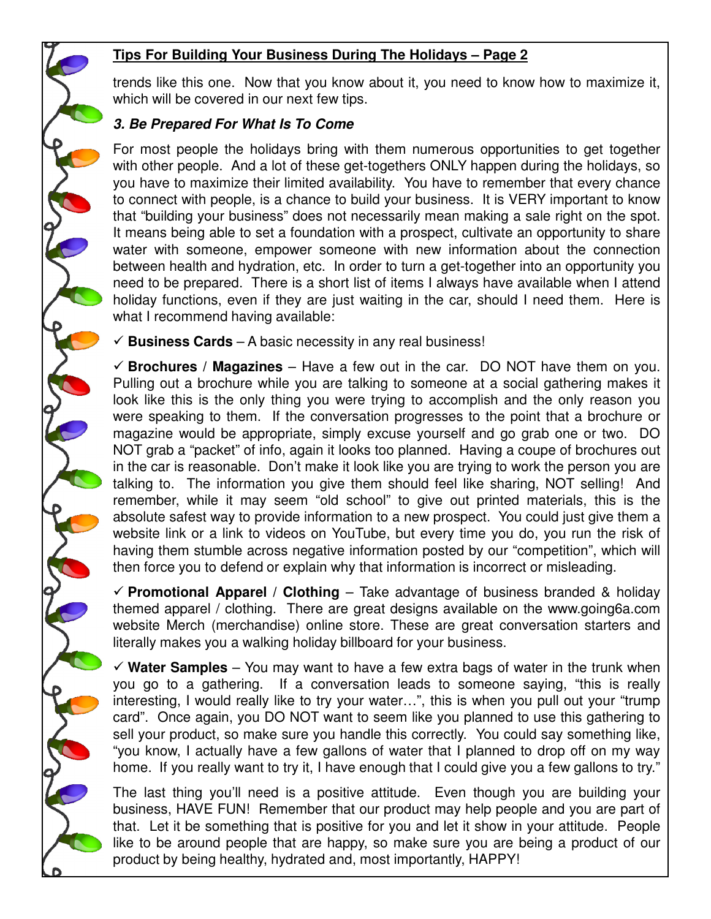trends like this one. Now that you know about it, you need to know how to maximize it, which will be covered in our next few tips.

***3. Be Prepared For What Is To Come***

For most people the holidays bring with them numerous opportunities to get together with other people. And a lot of these get-togethers ONLY happen during the holidays, so you have to maximize their limited availability. You have to remember that every chance to connect with people, is a chance to build your business. It is VERY important to know that "building your business" does not necessarily mean making a sale right on the spot. It means being able to set a foundation with a prospect, cultivate an opportunity to share water with someone, empower someone with new information about the connection between health and hydration, etc. In order to turn a get-together into an opportunity you need to be prepared. There is a short list of items I always have available when I attend holiday functions, even if they are just waiting in the car, should I need them. Here is what I recommend having available:

✓ **Business Cards** – A basic necessity in any real business!

✓ **Brochures** / **Magazines** – Have a few out in the car. DO NOT have them on you. Pulling out a brochure while you are talking to someone at a social gathering makes it look like this is the only thing you were trying to accomplish and the only reason you were speaking to them. If the conversation progresses to the point that a brochure or magazine would be appropriate, simply excuse yourself and go grab one or two. DO NOT grab a "packet" of info, again it looks too planned. Having a coupe of brochures out in the car is reasonable. Don't make it look like you are trying to work the person you are talking to. The information you give them should feel like sharing, NOT selling! And remember, while it may seem "old school" to give out printed materials, this is the absolute safest way to provide information to a new prospect. You could just give them a website link or a link to videos on YouTube, but every time you do, you run the risk of having them stumble across negative information posted by our "competition", which will then force you to defend or explain why that information is incorrect or misleading.

✓ **Promotional Apparel** / **Clothing** – Take advantage of business branded & holiday themed apparel / clothing. There are great designs available on the www.going6a.com website Merch (merchandise) online store. These are great conversation starters and literally makes you a walking holiday billboard for your business.

✓ **Water Samples** – You may want to have a few extra bags of water in the trunk when you go to a gathering. If a conversation leads to someone saying, "this is really interesting, I would really like to try your water…", this is when you pull out your "trump card". Once again, you DO NOT want to seem like you planned to use this gathering to sell your product, so make sure you handle this correctly. You could say something like, "you know, I actually have a few gallons of water that I planned to drop off on my way home. If you really want to try it, I have enough that I could give you a few gallons to try."

The last thing you'll need is a positive attitude. Even though you are building your business, HAVE FUN! Remember that our product may help people and you are part of that. Let it be something that is positive for you and let it show in your attitude. People like to be around people that are happy, so make sure you are being a product of our product by being healthy, hydrated and, most importantly, HAPPY!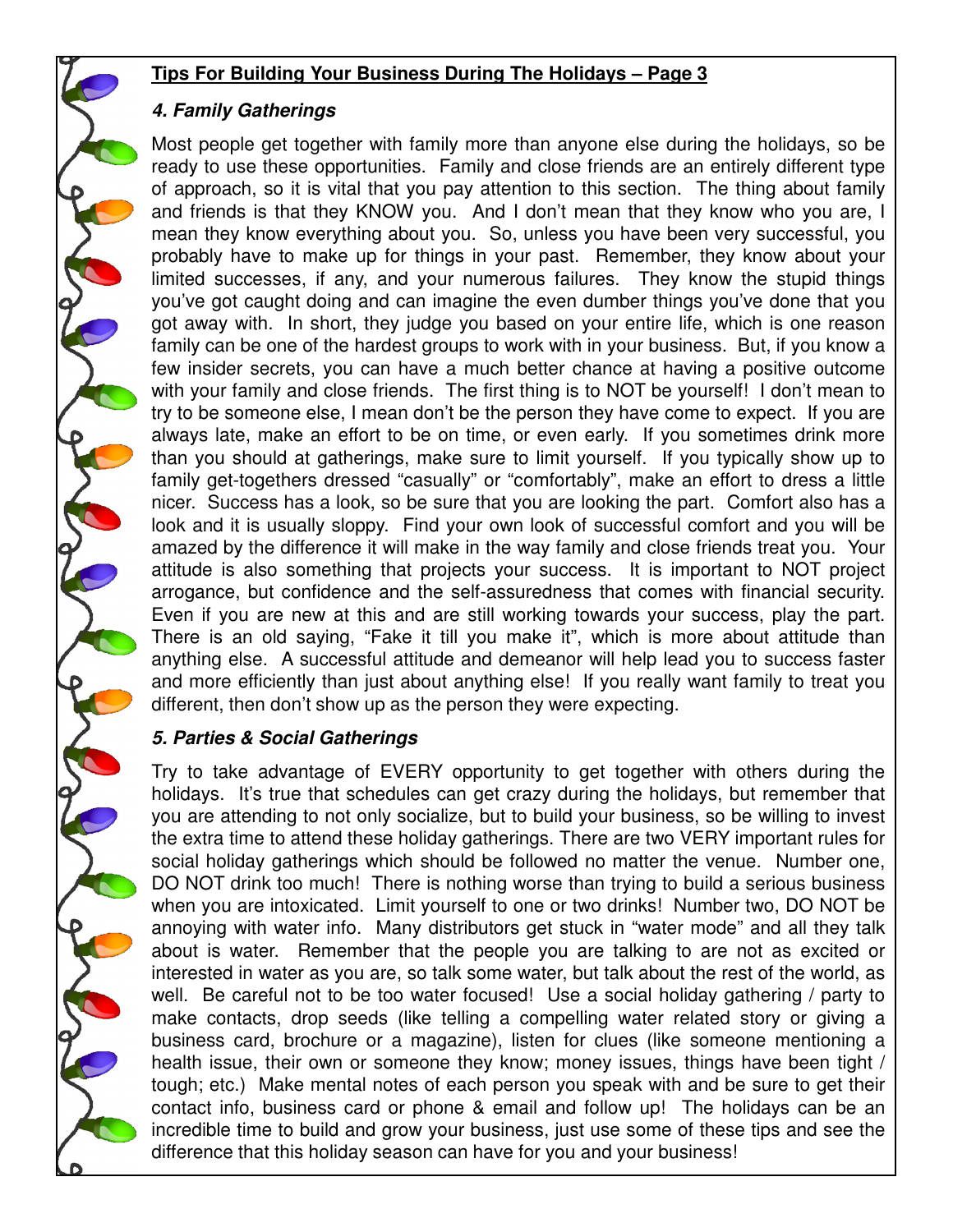**Tips For Building Your Business During The Holidays – Page 3**

### *4. Family Gatherings*

Most people get together with family more than anyone else during the holidays, so be ready to use these opportunities. Family and close friends are an entirely different type of approach, so it is vital that you pay attention to this section. The thing about family and friends is that they KNOW you. And I don't mean that they know who you are, I mean they know everything about you. So, unless you have been very successful, you probably have to make up for things in your past. Remember, they know about your limited successes, if any, and your numerous failures. They know the stupid things you've got caught doing and can imagine the even dumber things you've done that you got away with. In short, they judge you based on your entire life, which is one reason family can be one of the hardest groups to work with in your business. But, if you know a few insider secrets, you can have a much better chance at having a positive outcome with your family and close friends. The first thing is to NOT be yourself! I don't mean to try to be someone else, I mean don't be the person they have come to expect. If you are always late, make an effort to be on time, or even early. If you sometimes drink more than you should at gatherings, make sure to limit yourself. If you typically show up to family get-togethers dressed "casually" or "comfortably", make an effort to dress a little nicer. Success has a look, so be sure that you are looking the part. Comfort also has a look and it is usually sloppy. Find your own look of successful comfort and you will be amazed by the difference it will make in the way family and close friends treat you. Your attitude is also something that projects your success. It is important to NOT project arrogance, but confidence and the self-assuredness that comes with financial security. Even if you are new at this and are still working towards your success, play the part. There is an old saying, "Fake it till you make it", which is more about attitude than anything else. A successful attitude and demeanor will help lead you to success faster and more efficiently than just about anything else! If you really want family to treat you different, then don't show up as the person they were expecting.

### *5. Parties & Social Gatherings*

Try to take advantage of EVERY opportunity to get together with others during the holidays. It's true that schedules can get crazy during the holidays, but remember that you are attending to not only socialize, but to build your business, so be willing to invest the extra time to attend these holiday gatherings. There are two VERY important rules for social holiday gatherings which should be followed no matter the venue. Number one, DO NOT drink too much! There is nothing worse than trying to build a serious business when you are intoxicated. Limit yourself to one or two drinks! Number two, DO NOT be annoying with water info. Many distributors get stuck in "water mode" and all they talk about is water. Remember that the people you are talking to are not as excited or interested in water as you are, so talk some water, but talk about the rest of the world, as well. Be careful not to be too water focused! Use a social holiday gathering / party to make contacts, drop seeds (like telling a compelling water related story or giving a business card, brochure or a magazine), listen for clues (like someone mentioning a health issue, their own or someone they know; money issues, things have been tight / tough; etc.) Make mental notes of each person you speak with and be sure to get their contact info, business card or phone & email and follow up! The holidays can be an incredible time to build and grow your business, just use some of these tips and see the difference that this holiday season can have for you and your business!